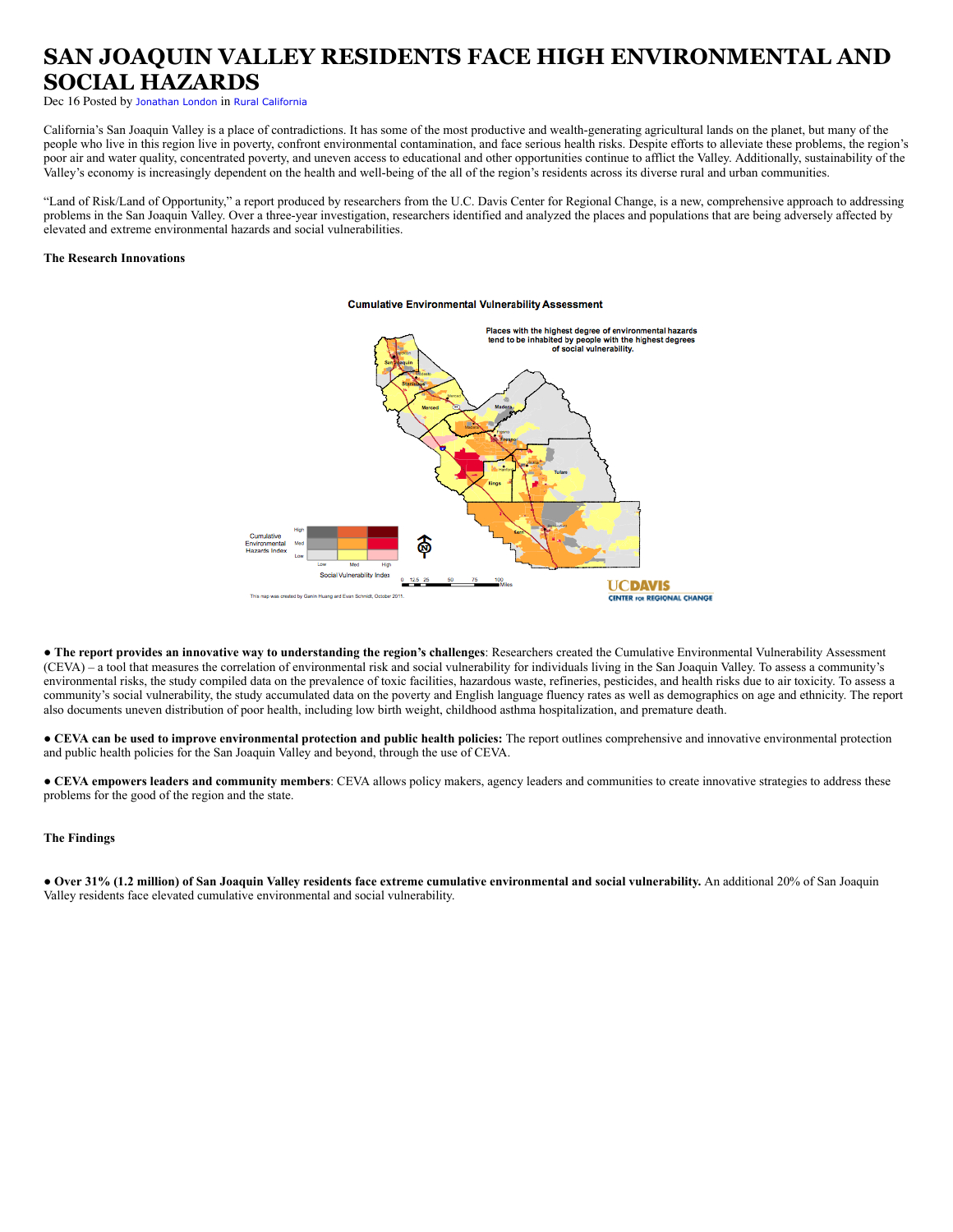# SAN JOAQUIN VALLEY RESIDENTS FACE HIGH ENVIRONMENTAL AND SOCIAL HAZARDS

Dec 16 Posted by Jonathan London in Rural California

California's San Joaquin Valley is a place of contradictions. It has some of the most productive and wealth-generating agricultural lands on the planet, but many of the people who live in this region live in poverty, confront environmental contamination, and face serious health risks. Despite efforts to alleviate these problems, the region's poor air and water quality, concentrated poverty, and uneven access to educational and other opportunities continue to afflict the Valley. Additionally, sustainability of the Valley's economy is increasingly dependent on the health and well-being of the all of the region's residents across its diverse rural and urban communities.

"Land of Risk/Land of Opportunity," a report produced by researchers from the U.C. Davis Center for Regional Change, is a new, comprehensive approach to addressing problems in the San Joaquin Valley. Over a three-year investigation, researchers identified and analyzed the places and populations that are being adversely affected by elevated and extreme environmental hazards and social vulnerabilities.

**The Research Innovations**

**Cumulative Environmental Vulnerability Assessment**

Places with the highest degree of environmental hazards tend to be inhabited by people with the highest degrees of social vulnerability.

This map was created by Ganlin Huang and Evan Schmidt, October 2011.

● **The report provides an innovative way to understanding the region's challenges**: Researchers created the Cumulative Environmental Vulnerability Assessment (CEVA) – a tool that measures the correlation of environmental risk and social vulnerability for individuals living in the San Joaquin Valley. To assess a community's environmental risks, the study compiled data on the prevalence of toxic facilities, hazardous waste, refineries, pesticides, and health risks due to air toxicity. To assess a community's social vulnerability, the study accumulated data on the poverty and English language fluency rates as well as demographics on age and ethnicity. The report also documents uneven distribution of poor health, including low birth weight, childhood asthma hospitalization, and premature death.

● **CEVA can be used to improve environmental protection and public health policies:** The report outlines comprehensive and innovative environmental protection and public health policies for the San Joaquin Valley and beyond, through the use of CEVA.

● **CEVA empowers leaders and community members**: CEVA allows policy makers, agency leaders and communities to create innovative strategies to address these problems for the good of the region and the state.

**The Findings**

● **Over 31% (1.2 million) of San Joaquin Valley residents face extreme cumulative environmental and social vulnerability.** An additional 20% of San Joaquin Valley residents face elevated cumulative environmental and social vulnerability.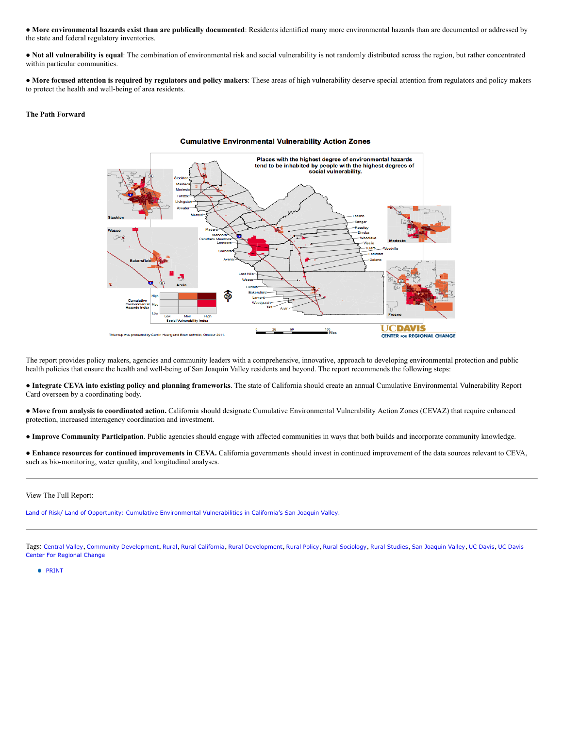● **More environmental hazards exist than are publically documented**: Residents identified many more environmental hazards than are documented or addressed by the state and federal regulatory inventories.

● **Not all vulnerability is equal**: The combination of environmental risk and social vulnerability is not randomly distributed across the region, but rather concentrated within particular communities.

● **More focused attention is required by regulators and policy makers**: These areas of high vulnerability deserve special attention from regulators and policy makers to protect the health and well-being of area residents.

**The Path Forward**

**Cumulative Environmental Vulnerability Action Zones**

Places with the highest degree of environmental hazards tend to be inhabited by people with the highest degrees of social vulnerability.

Stockton
Manteca
Modesto
Turlock
Livingston
Atwater
Merced
Madera
Mendota
Caruthers
Meadows
Lemoore
Corcoran
Avenal
Fresno
Sanger
Reedley
Dinuba
Woodlake
Visalia
Tulare
Woodville
Earlimart
Delano
Lost Hills
Wasco
Oildale
Bakersfield
Lamont
Weedpatch
Taft
Arvin
Modesto
Fresno

Cumulative Environmental Hazards Index
High
Med
Low
Low
Med
High
Social Vulnerability Index

0 25 50 100 Miles

This map was produced by Ganlin Huang and Evan Schmidt, October 2011.

UCDAVIS CENTER FOR REGIONAL CHANGE

The report provides policy makers, agencies and community leaders with a comprehensive, innovative, approach to developing environmental protection and public health policies that ensure the health and well-being of San Joaquin Valley residents and beyond. The report recommends the following steps:

● **Integrate CEVA into existing policy and planning frameworks**. The state of California should create an annual Cumulative Environmental Vulnerability Report Card overseen by a coordinating body.

● **Move from analysis to coordinated action.** California should designate Cumulative Environmental Vulnerability Action Zones (CEVAZ) that require enhanced protection, increased interagency coordination and investment.

● **Improve Community Participation**. Public agencies should engage with affected communities in ways that both builds and incorporate community knowledge.

● **Enhance resources for continued improvements in CEVA.** California governments should invest in continued improvement of the data sources relevant to CEVA, such as bio-monitoring, water quality, and longitudinal analyses.

---

View The Full Report:

Land of Risk/ Land of Opportunity: Cumulative Environmental Vulnerabilities in California's San Joaquin Valley.

---

Tags: Central Valley, Community Development, Rural, Rural California, Rural Development, Rural Policy, Rural Sociology, Rural Studies, San Joaquin Valley, UC Davis, UC Davis Center For Regional Change

- PRINT